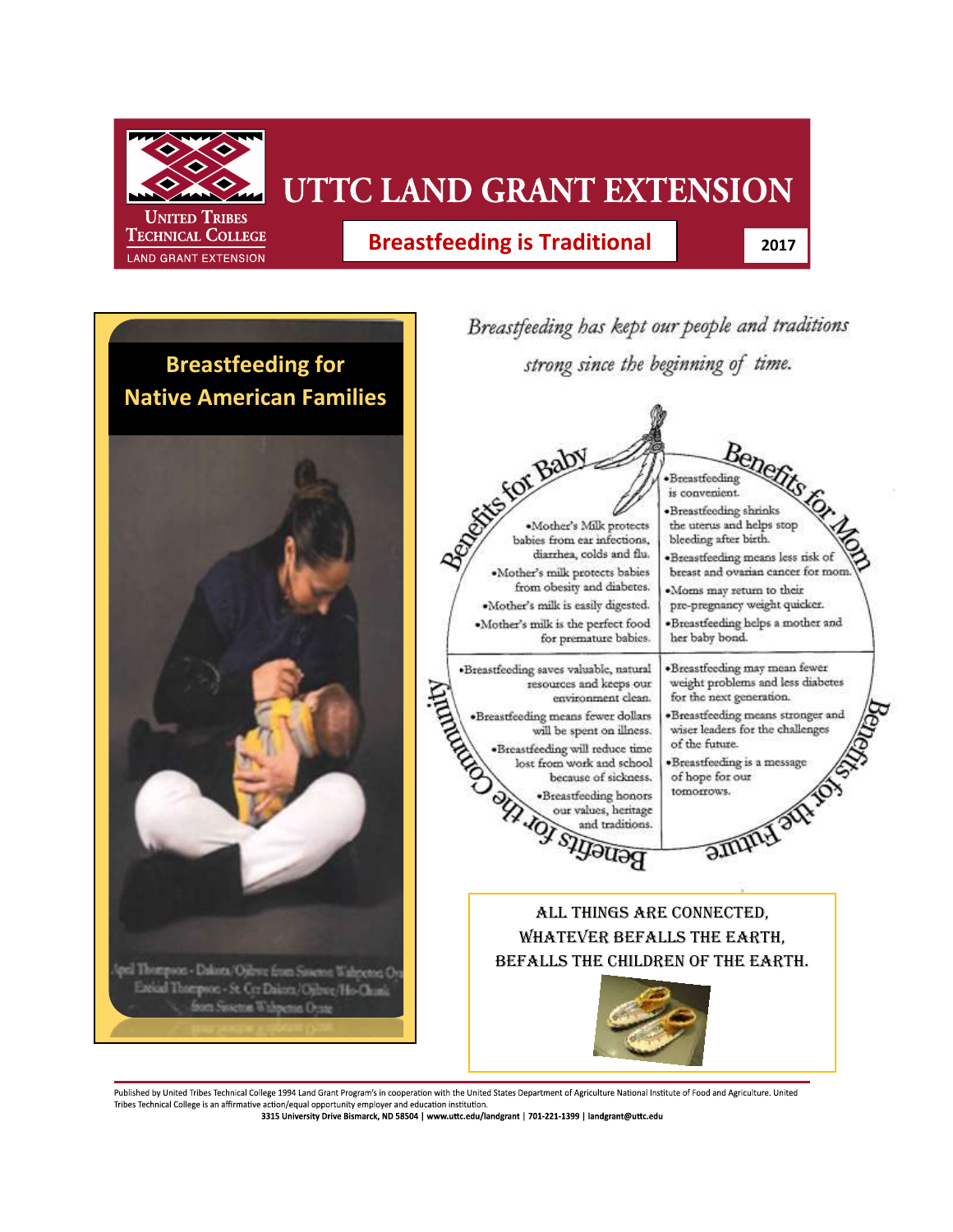# UTTC LAND GRANT EXTENSION

United Tribes Technical College
LAND GRANT EXTENSION

## Breastfeeding is Traditional

**2017**

## Breastfeeding for Native American Families

April Thompson - Dakota/Ojibwe from Sisseton Wahpeton Oyate
Ezekiel Thompson - St. Cyr Dakota/Ojibwe/Ho-Chunk from Sisseton Wahpeton Oyate

*Breastfeeding has kept our people and traditions strong since the beginning of time.*

### Benefits for Baby

- Mother's Milk protects babies from ear infections, diarrhea, colds and flu.
- Mother's milk protects babies from obesity and diabetes.
- Mother's milk is easily digested.
- Mother's milk is the perfect food for premature babies.

### Benefits for Mom

- Breastfeeding is convenient.
- Breastfeeding shrinks the uterus and helps stop bleeding after birth.
- Breastfeeding means less risk of breast and ovarian cancer for mom.
- Moms may return to their pre-pregnancy weight quicker.
- Breastfeeding helps a mother and her baby bond.

### Benefits for the Community

- Breastfeeding saves valuable, natural resources and keeps our environment clean.
- Breastfeeding means fewer dollars will be spent on illness.
- Breastfeeding will reduce time lost from work and school because of sickness.
- Breastfeeding honors our values, heritage and traditions.

### Benefits for the Future

- Breastfeeding may mean fewer weight problems and less diabetes for the next generation.
- Breastfeeding means stronger and wiser leaders for the challenges of the future.
- Breastfeeding is a message of hope for our tomorrows.

ALL THINGS ARE CONNECTED,
WHATEVER BEFALLS THE EARTH,
BEFALLS THE CHILDREN OF THE EARTH.

Published by United Tribes Technical College 1994 Land Grant Program's in cooperation with the United States Department of Agriculture National Institute of Food and Agriculture. United Tribes Technical College is an affirmative action/equal opportunity employer and education institution.
**3315 University Drive Bismarck, ND 58504 | www.uttc.edu/landgrant | 701-221-1399 | landgrant@uttc.edu**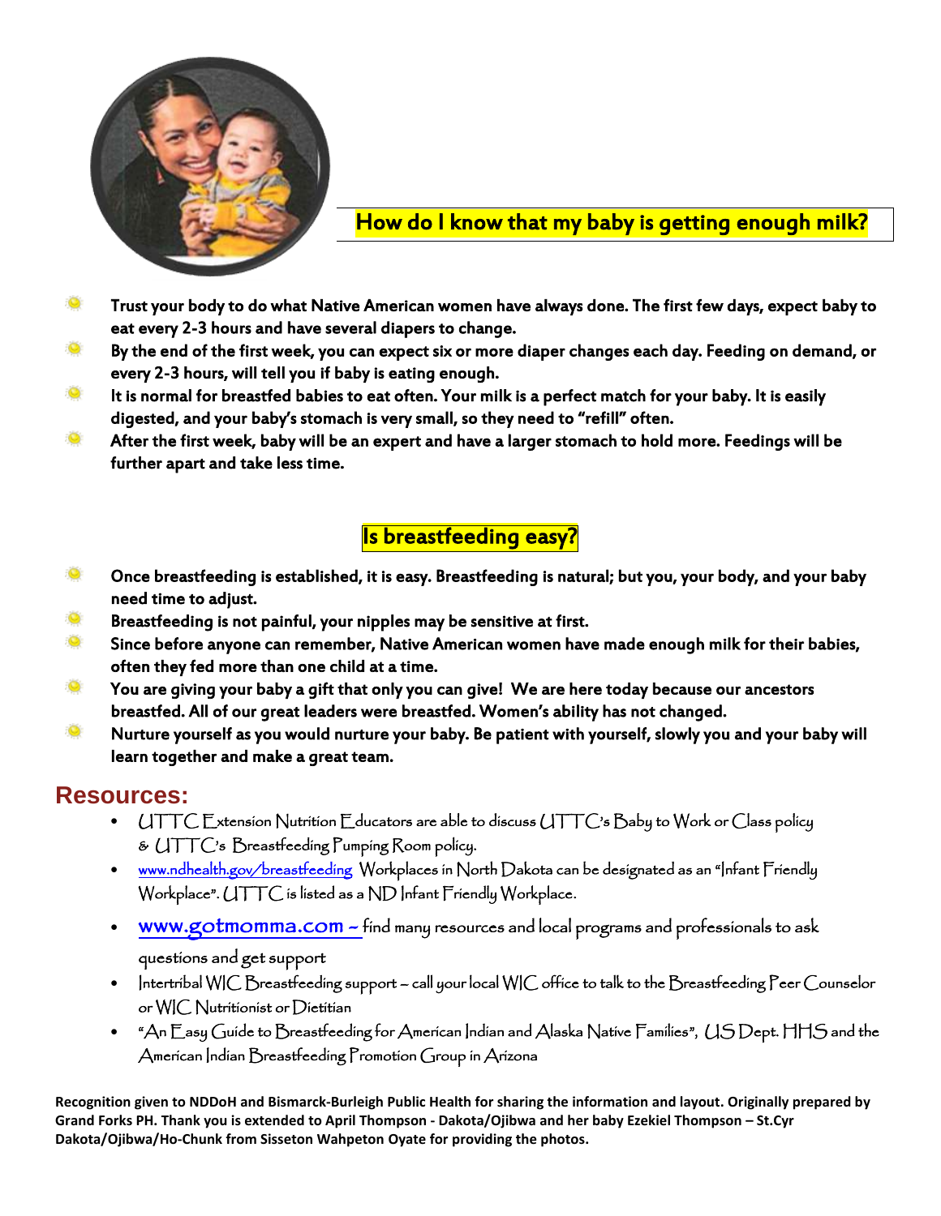## How do I know that my baby is getting enough milk?

- **Trust your body to do what Native American women have always done. The first few days, expect baby to eat every 2-3 hours and have several diapers to change.**
- **By the end of the first week, you can expect six or more diaper changes each day. Feeding on demand, or every 2-3 hours, will tell you if baby is eating enough.**
- **It is normal for breastfed babies to eat often. Your milk is a perfect match for your baby. It is easily digested, and your baby's stomach is very small, so they need to "refill" often.**
- **After the first week, baby will be an expert and have a larger stomach to hold more. Feedings will be further apart and take less time.**

## Is breastfeeding easy?

- **Once breastfeeding is established, it is easy. Breastfeeding is natural; but you, your body, and your baby need time to adjust.**
- **Breastfeeding is not painful, your nipples may be sensitive at first.**
- **Since before anyone can remember, Native American women have made enough milk for their babies, often they fed more than one child at a time.**
- **You are giving your baby a gift that only you can give! We are here today because our ancestors breastfed. All of our great leaders were breastfed. Women's ability has not changed.**
- **Nurture yourself as you would nurture your baby. Be patient with yourself, slowly you and your baby will learn together and make a great team.**

## Resources:

- UTTC Extension Nutrition Educators are able to discuss UTTC's Baby to Work or Class policy & UTTC's Breastfeeding Pumping Room policy.
- www.ndhealth.gov/breastfeeding Workplaces in North Dakota can be designated as an "Infant Friendly Workplace". UTTC is listed as a ND Infant Friendly Workplace.
- www.gotmomma.com – find many resources and local programs and professionals to ask questions and get support
- Intertribal WIC Breastfeeding support – call your local WIC office to talk to the Breastfeeding Peer Counselor or WIC Nutritionist or Dietitian
- "An Easy Guide to Breastfeeding for American Indian and Alaska Native Families", US Dept. HHS and the American Indian Breastfeeding Promotion Group in Arizona

**Recognition given to NDDoH and Bismarck-Burleigh Public Health for sharing the information and layout. Originally prepared by Grand Forks PH. Thank you is extended to April Thompson - Dakota/Ojibwa and her baby Ezekiel Thompson – St.Cyr Dakota/Ojibwa/Ho-Chunk from Sisseton Wahpeton Oyate for providing the photos.**